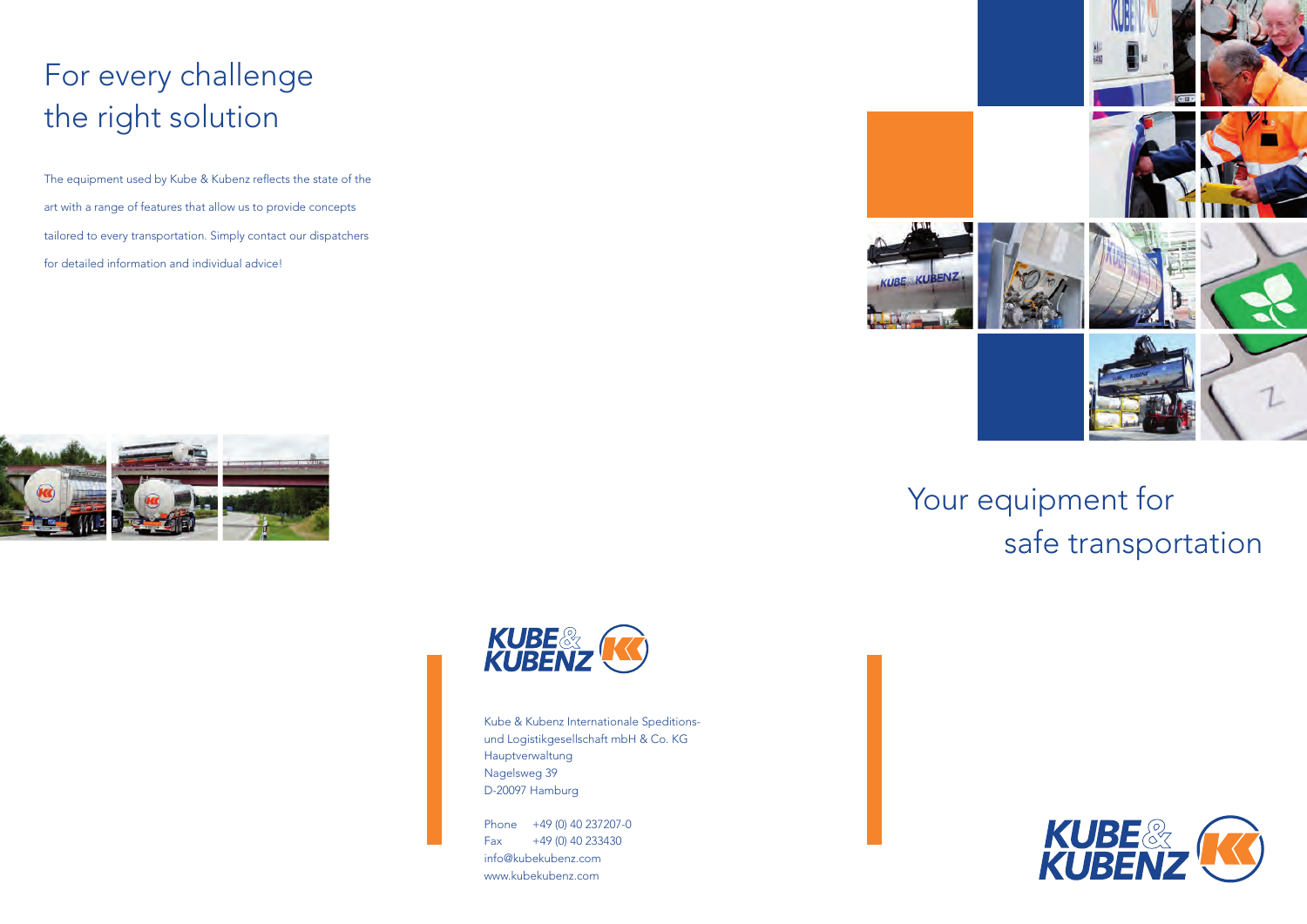# For every challenge the right solution

The equipment used by Kube & Kubenz reflects the state of the art with a range of features that allow us to provide concepts tailored to every transportation. Simply contact our dispatchers for detailed information and individual advice!

KUBE & KUBENZ

Kube & Kubenz Internationale Speditions- und Logistikgesellschaft mbH & Co. KG
Hauptverwaltung
Nagelsweg 39
D-20097 Hamburg

Phone +49 (0) 40 237207-0
Fax +49 (0) 40 233430
info@kubekubenz.com
www.kubekubenz.com

# Your equipment for safe transportation

KUBE & KUBENZ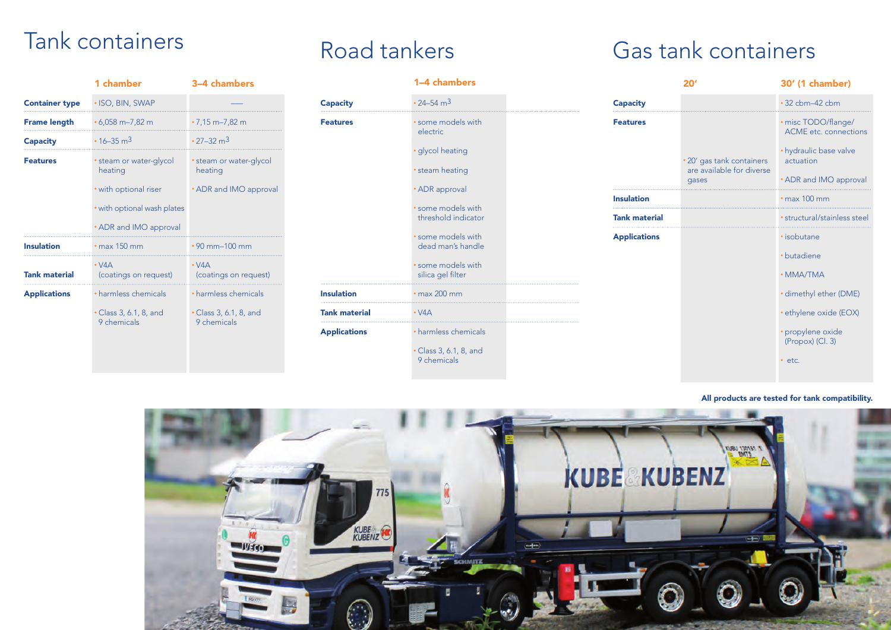# Tank containers

| | 1 chamber | 3–4 chambers |
|---|---|---|
| **Container type** | • ISO, BIN, SWAP | — |
| **Frame length** | • 6,058 m–7,82 m | • 7,15 m–7,82 m |
| **Capacity** | • 16–35 m$^3$ | • 27–32 m$^3$ |
| **Features** | • steam or water-glycol heating<br>• with optional riser<br>• with optional wash plates<br>• ADR and IMO approval | • steam or water-glycol heating<br>• ADR and IMO approval |
| **Insulation** | • max 150 mm | • 90 mm–100 mm |
| **Tank material** | • V4A (coatings on request) | • V4A (coatings on request) |
| **Applications** | • harmless chemicals<br>• Class 3, 6.1, 8, and 9 chemicals | • harmless chemicals<br>• Class 3, 6.1, 8, and 9 chemicals |

# Road tankers

| | 1–4 chambers |
|---|---|
| **Capacity** | • 24–54 m$^3$ |
| **Features** | • some models with electric<br>• glycol heating<br>• steam heating<br>• ADR approval<br>• some models with threshold indicator<br>• some models with dead man's handle<br>• some models with silica gel filter |
| **Insulation** | • max 200 mm |
| **Tank material** | • V4A |
| **Applications** | • harmless chemicals<br>• Class 3, 6.1, 8, and 9 chemicals |

# Gas tank containers

| | 20′ | 30′ (1 chamber) |
|---|---|---|
| **Capacity** | • 20′ gas tank containers are available for diverse gases | • 32 cbm–42 cbm |
| **Features** | | • misc TODO/flange/ ACME etc. connections<br>• hydraulic base valve actuation<br>• ADR and IMO approval |
| **Insulation** | | • max 100 mm |
| **Tank material** | | • structural/stainless steel |
| **Applications** | | • isobutane<br>• butadiene<br>• MMA/TMA<br>• dimethyl ether (DME)<br>• ethylene oxide (EOX)<br>• propylene oxide (Propox) (Cl. 3)<br>• etc. |

**All products are tested for tank compatibility.**